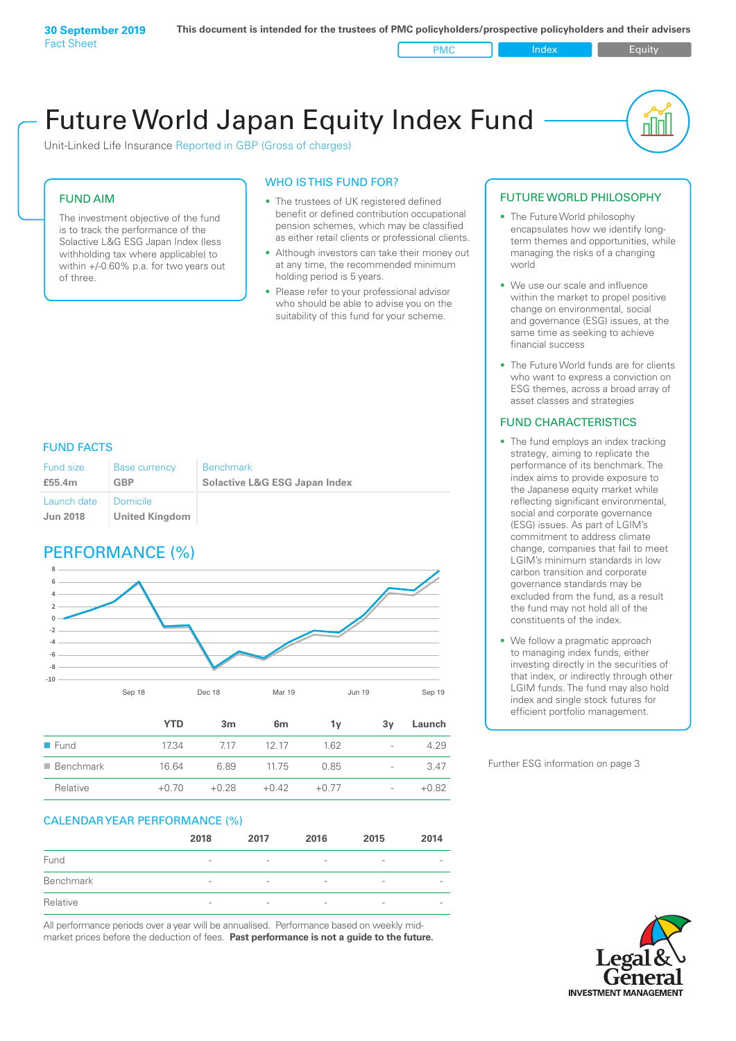**30 September 2019**
Fact Sheet

**This document is intended for the trustees of PMC policyholders/prospective policyholders and their advisers**

PMC | Index | Equity

# Future World Japan Equity Index Fund

Unit-Linked Life Insurance Reported in GBP (Gross of charges)

## FUND AIM

The investment objective of the fund is to track the performance of the Solactive L&G ESG Japan Index (less withholding tax where applicable) to within +/-0.60% p.a. for two years out of three.

## WHO IS THIS FUND FOR?

- The trustees of UK registered defined benefit or defined contribution occupational pension schemes, which may be classified as either retail clients or professional clients.
- Although investors can take their money out at any time, the recommended minimum holding period is 5 years.
- Please refer to your professional advisor who should be able to advise you on the suitability of this fund for your scheme.

## FUTURE WORLD PHILOSOPHY

- The Future World philosophy encapsulates how we identify long-term themes and opportunities, while managing the risks of a changing world
- We use our scale and influence within the market to propel positive change on environmental, social and governance (ESG) issues, at the same time as seeking to achieve financial success
- The Future World funds are for clients who want to express a conviction on ESG themes, across a broad array of asset classes and strategies

## FUND CHARACTERISTICS

- The fund employs an index tracking strategy, aiming to replicate the performance of its benchmark. The index aims to provide exposure to the Japanese equity market while reflecting significant environmental, social and corporate governance (ESG) issues. As part of LGIM's commitment to address climate change, companies that fail to meet LGIM's minimum standards in low carbon transition and corporate governance standards may be excluded from the fund, as a result the fund may not hold all of the constituents of the index.
- We follow a pragmatic approach to managing index funds, either investing directly in the securities of that index, or indirectly through other LGIM funds. The fund may also hold index and single stock futures for efficient portfolio management.

Further ESG information on page 3

## FUND FACTS

| Fund size | Base currency | Benchmark |
|---|---|---|
| **£55.4m** | **GBP** | **Solactive L&G ESG Japan Index** |
| Launch date | Domicile | |
| **Jun 2018** | **United Kingdom** | |

## PERFORMANCE (%)

8
6
4
2
0
-2
-4
-6
-8
-10

Sep 18 Dec 18 Mar 19 Jun 19 Sep 19

| | YTD | 3m | 6m | 1y | 3y | Launch |
|---|---|---|---|---|---|---|
| Fund | 17.34 | 7.17 | 12.17 | 1.62 | - | 4.29 |
| Benchmark | 16.64 | 6.89 | 11.75 | 0.85 | - | 3.47 |
| Relative | +0.70 | +0.28 | +0.42 | +0.77 | - | +0.82 |

## CALENDAR YEAR PERFORMANCE (%)

| | 2018 | 2017 | 2016 | 2015 | 2014 |
|---|---|---|---|---|---|
| Fund | - | - | - | - | - |
| Benchmark | - | - | - | - | - |
| Relative | - | - | - | - | - |

All performance periods over a year will be annualised. Performance based on weekly mid-market prices before the deduction of fees. **Past performance is not a guide to the future.**

Legal & General INVESTMENT MANAGEMENT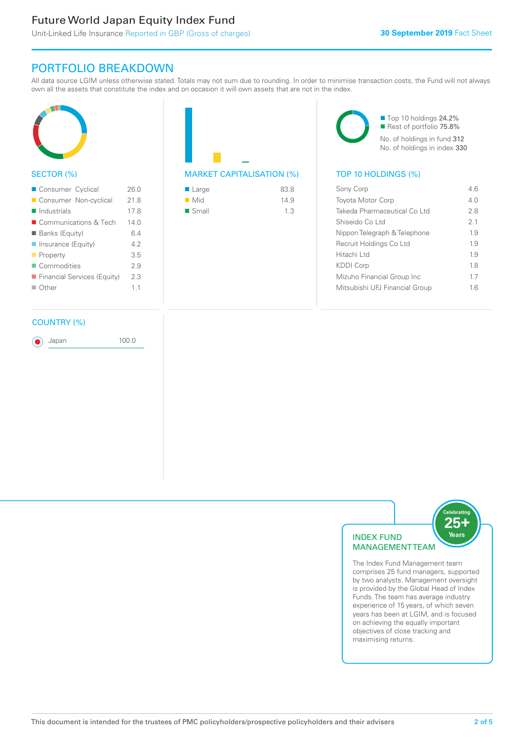Future World Japan Equity Index Fund

Unit-Linked Life Insurance Reported in GBP (Gross of charges)

**30 September 2019** Fact Sheet

## PORTFOLIO BREAKDOWN

All data source LGIM unless otherwise stated. Totals may not sum due to rounding. In order to minimise transaction costs, the Fund will not always own all the assets that constitute the index and on occasion it will own assets that are not in the index.

### SECTOR (%)

| | |
|---|---|
| Consumer Cyclical | 26.0 |
| Consumer Non-cyclical | 21.8 |
| Industrials | 17.8 |
| Communications & Tech | 14.0 |
| Banks (Equity) | 6.4 |
| Insurance (Equity) | 4.2 |
| Property | 3.5 |
| Commodities | 2.9 |
| Financial Services (Equity) | 2.3 |
| Other | 1.1 |

### MARKET CAPITALISATION (%)

| | |
|---|---|
| Large | 83.8 |
| Mid | 14.9 |
| Small | 1.3 |

Top 10 holdings 24.2%
Rest of portfolio 75.8%
No. of holdings in fund 312
No. of holdings in index 330

### TOP 10 HOLDINGS (%)

| | |
|---|---|
| Sony Corp | 4.6 |
| Toyota Motor Corp | 4.0 |
| Takeda Pharmaceutical Co Ltd | 2.8 |
| Shiseido Co Ltd | 2.1 |
| Nippon Telegraph & Telephone | 1.9 |
| Recruit Holdings Co Ltd | 1.9 |
| Hitachi Ltd | 1.9 |
| KDDI Corp | 1.8 |
| Mizuho Financial Group Inc | 1.7 |
| Mitsubishi UFJ Financial Group | 1.6 |

### COUNTRY (%)

| | |
|---|---|
| Japan | 100.0 |

### INDEX FUND MANAGEMENT TEAM

Celebrating 25+ Years

The Index Fund Management team comprises 25 fund managers, supported by two analysts. Management oversight is provided by the Global Head of Index Funds. The team has average industry experience of 15 years, of which seven years has been at LGIM, and is focused on achieving the equally important objectives of close tracking and maximising returns.

This document is intended for the trustees of PMC policyholders/prospective policyholders and their advisers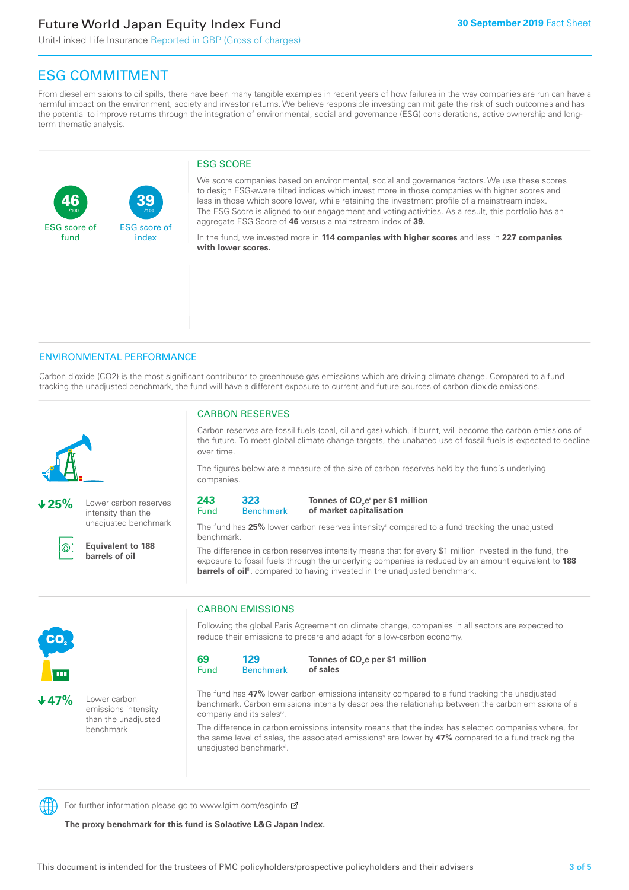# Future World Japan Equity Index Fund

Unit-Linked Life Insurance Reported in GBP (Gross of charges)

**30 September 2019** Fact Sheet

## ESG COMMITMENT

From diesel emissions to oil spills, there have been many tangible examples in recent years of how failures in the way companies are run can have a harmful impact on the environment, society and investor returns. We believe responsible investing can mitigate the risk of such outcomes and has the potential to improve returns through the integration of environmental, social and governance (ESG) considerations, active ownership and long-term thematic analysis.

46 /100
ESG score of fund

39 /100
ESG score of index

### ESG SCORE

We score companies based on environmental, social and governance factors. We use these scores to design ESG-aware tilted indices which invest more in those companies with higher scores and less in those which score lower, while retaining the investment profile of a mainstream index. The ESG Score is aligned to our engagement and voting activities. As a result, this portfolio has an aggregate ESG Score of **46** versus a mainstream index of **39.**

In the fund, we invested more in **114 companies with higher scores** and less in **227 companies with lower scores.**

## ENVIRONMENTAL PERFORMANCE

Carbon dioxide (CO2) is the most significant contributor to greenhouse gas emissions which are driving climate change. Compared to a fund tracking the unadjusted benchmark, the fund will have a different exposure to current and future sources of carbon dioxide emissions.

**↓25%** Lower carbon reserves intensity than the unadjusted benchmark

**Equivalent to 188 barrels of oil**

### CARBON RESERVES

Carbon reserves are fossil fuels (coal, oil and gas) which, if burnt, will become the carbon emissions of the future. To meet global climate change targets, the unabated use of fossil fuels is expected to decline over time.

The figures below are a measure of the size of carbon reserves held by the fund's underlying companies.

| | | |
|---|---|---|
| **243** Fund | **323** Benchmark | **Tonnes of $CO_2e$[i] per $1 million of market capitalisation** |

The fund has **25%** lower carbon reserves intensity[ii] compared to a fund tracking the unadjusted benchmark.

The difference in carbon reserves intensity means that for every $1 million invested in the fund, the exposure to fossil fuels through the underlying companies is reduced by an amount equivalent to **188 barrels of oil**[iii], compared to having invested in the unadjusted benchmark.

**↓47%** Lower carbon emissions intensity than the unadjusted benchmark

### CARBON EMISSIONS

Following the global Paris Agreement on climate change, companies in all sectors are expected to reduce their emissions to prepare and adapt for a low-carbon economy.

| | | |
|---|---|---|
| **69** Fund | **129** Benchmark | **Tonnes of $CO_2e$ per $1 million of sales** |

The fund has **47%** lower carbon emissions intensity compared to a fund tracking the unadjusted benchmark. Carbon emissions intensity describes the relationship between the carbon emissions of a company and its sales[iv].

The difference in carbon emissions intensity means that the index has selected companies where, for the same level of sales, the associated emissions[v] are lower by **47%** compared to a fund tracking the unadjusted benchmark[vi].

For further information please go to www.lgim.com/esginfo

**The proxy benchmark for this fund is Solactive L&G Japan Index.**

This document is intended for the trustees of PMC policyholders/prospective policyholders and their advisers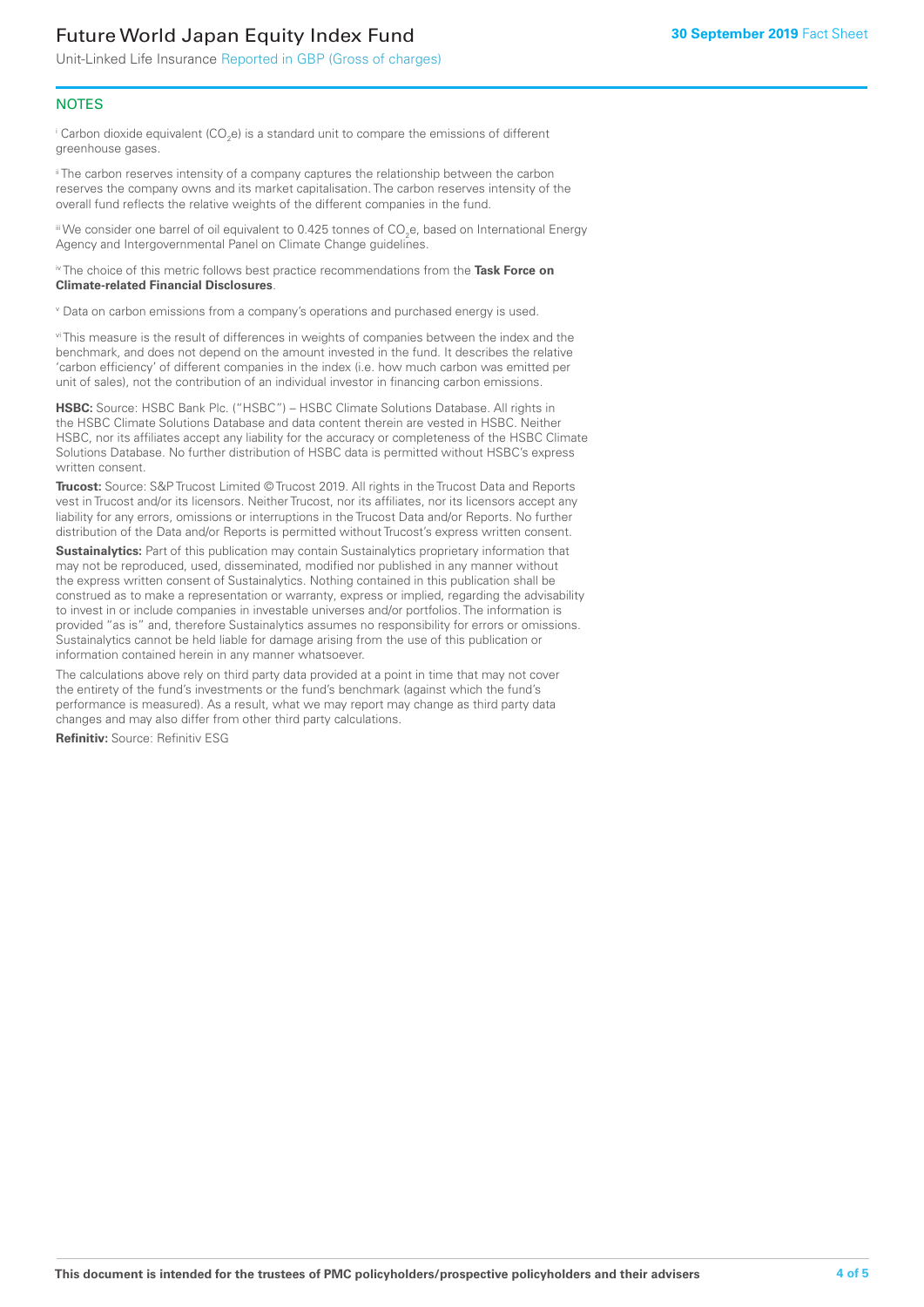## NOTES

[i] Carbon dioxide equivalent ($CO_2e$) is a standard unit to compare the emissions of different greenhouse gases.

[ii] The carbon reserves intensity of a company captures the relationship between the carbon reserves the company owns and its market capitalisation. The carbon reserves intensity of the overall fund reflects the relative weights of the different companies in the fund.

[iii] We consider one barrel of oil equivalent to 0.425 tonnes of $CO_2e$, based on International Energy Agency and Intergovernmental Panel on Climate Change guidelines.

[iv] The choice of this metric follows best practice recommendations from the **Task Force on Climate-related Financial Disclosures**.

[v] Data on carbon emissions from a company's operations and purchased energy is used.

[vi] This measure is the result of differences in weights of companies between the index and the benchmark, and does not depend on the amount invested in the fund. It describes the relative 'carbon efficiency' of different companies in the index (i.e. how much carbon was emitted per unit of sales), not the contribution of an individual investor in financing carbon emissions.

**HSBC:** Source: HSBC Bank Plc. ("HSBC") – HSBC Climate Solutions Database. All rights in the HSBC Climate Solutions Database and data content therein are vested in HSBC. Neither HSBC, nor its affiliates accept any liability for the accuracy or completeness of the HSBC Climate Solutions Database. No further distribution of HSBC data is permitted without HSBC's express written consent.

**Trucost:** Source: S&P Trucost Limited © Trucost 2019. All rights in the Trucost Data and Reports vest in Trucost and/or its licensors. Neither Trucost, nor its affiliates, nor its licensors accept any liability for any errors, omissions or interruptions in the Trucost Data and/or Reports. No further distribution of the Data and/or Reports is permitted without Trucost's express written consent.

**Sustainalytics:** Part of this publication may contain Sustainalytics proprietary information that may not be reproduced, used, disseminated, modified nor published in any manner without the express written consent of Sustainalytics. Nothing contained in this publication shall be construed as to make a representation or warranty, express or implied, regarding the advisability to invest in or include companies in investable universes and/or portfolios. The information is provided "as is" and, therefore Sustainalytics assumes no responsibility for errors or omissions. Sustainalytics cannot be held liable for damage arising from the use of this publication or information contained herein in any manner whatsoever.

The calculations above rely on third party data provided at a point in time that may not cover the entirety of the fund's investments or the fund's benchmark (against which the fund's performance is measured). As a result, what we may report may change as third party data changes and may also differ from other third party calculations.

**Refinitiv:** Source: Refinitiv ESG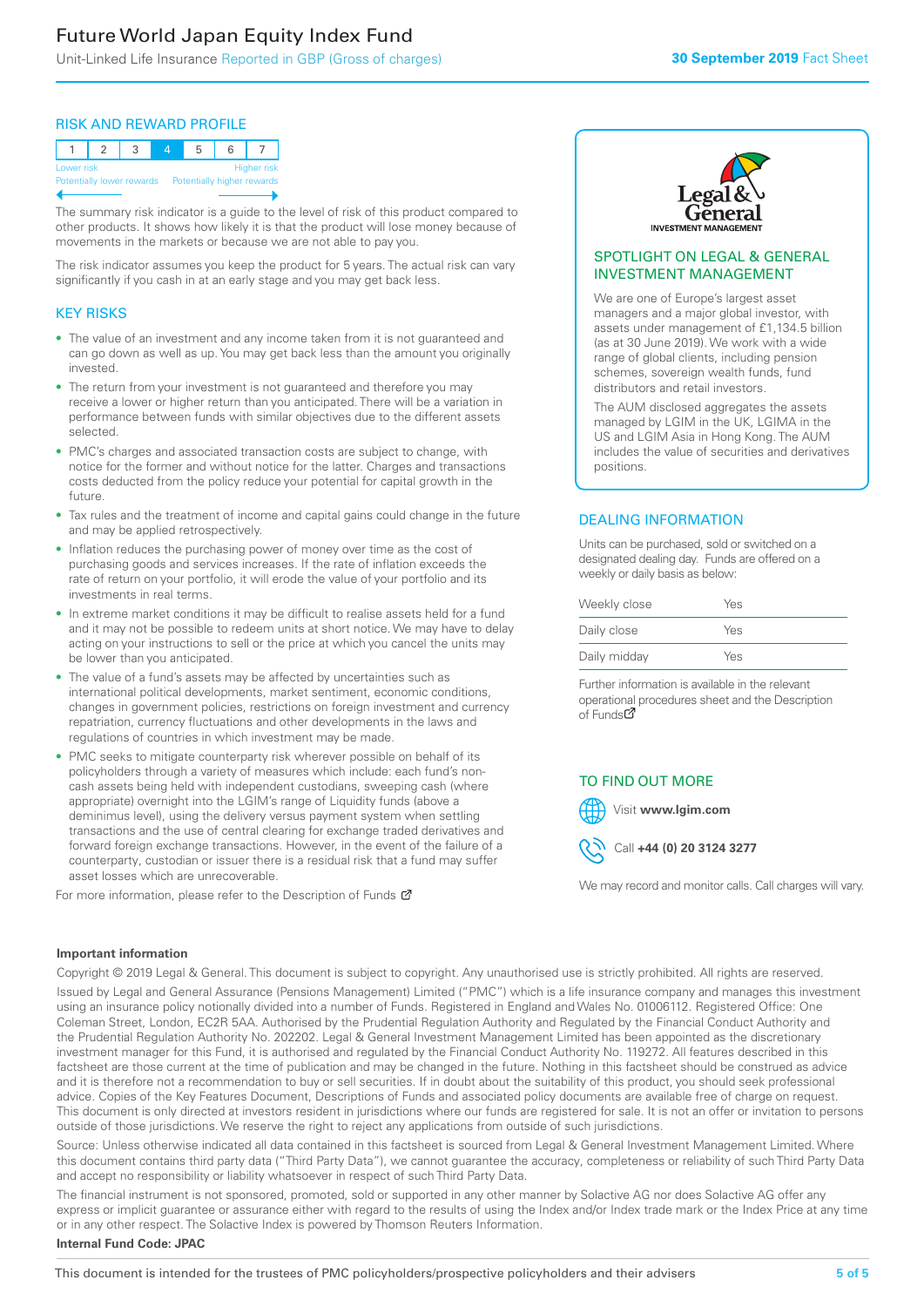# Future World Japan Equity Index Fund

Unit-Linked Life Insurance Reported in GBP (Gross of charges)

**30 September 2019** Fact Sheet

## RISK AND REWARD PROFILE

| 1 | 2 | 3 | 4 | 5 | 6 | 7 |
|---|---|---|---|---|---|---|

Lower risk — Higher risk

Potentially lower rewards — Potentially higher rewards

The summary risk indicator is a guide to the level of risk of this product compared to other products. It shows how likely it is that the product will lose money because of movements in the markets or because we are not able to pay you.

The risk indicator assumes you keep the product for 5 years. The actual risk can vary significantly if you cash in at an early stage and you may get back less.

## KEY RISKS

- The value of an investment and any income taken from it is not guaranteed and can go down as well as up. You may get back less than the amount you originally invested.
- The return from your investment is not guaranteed and therefore you may receive a lower or higher return than you anticipated. There will be a variation in performance between funds with similar objectives due to the different assets selected.
- PMC's charges and associated transaction costs are subject to change, with notice for the former and without notice for the latter. Charges and transactions costs deducted from the policy reduce your potential for capital growth in the future.
- Tax rules and the treatment of income and capital gains could change in the future and may be applied retrospectively.
- Inflation reduces the purchasing power of money over time as the cost of purchasing goods and services increases. If the rate of inflation exceeds the rate of return on your portfolio, it will erode the value of your portfolio and its investments in real terms.
- In extreme market conditions it may be difficult to realise assets held for a fund and it may not be possible to redeem units at short notice. We may have to delay acting on your instructions to sell or the price at which you cancel the units may be lower than you anticipated.
- The value of a fund's assets may be affected by uncertainties such as international political developments, market sentiment, economic conditions, changes in government policies, restrictions on foreign investment and currency repatriation, currency fluctuations and other developments in the laws and regulations of countries in which investment may be made.
- PMC seeks to mitigate counterparty risk wherever possible on behalf of its policyholders through a variety of measures which include: each fund's non-cash assets being held with independent custodians, sweeping cash (where appropriate) overnight into the LGIM's range of Liquidity funds (above a deminimus level), using the delivery versus payment system when settling transactions and the use of central clearing for exchange traded derivatives and forward foreign exchange transactions. However, in the event of the failure of a counterparty, custodian or issuer there is a residual risk that a fund may suffer asset losses which are unrecoverable.

For more information, please refer to the Description of Funds

## SPOTLIGHT ON LEGAL & GENERAL INVESTMENT MANAGEMENT

We are one of Europe's largest asset managers and a major global investor, with assets under management of £1,134.5 billion (as at 30 June 2019). We work with a wide range of global clients, including pension schemes, sovereign wealth funds, fund distributors and retail investors.

The AUM disclosed aggregates the assets managed by LGIM in the UK, LGIMA in the US and LGIM Asia in Hong Kong. The AUM includes the value of securities and derivatives positions.

## DEALING INFORMATION

Units can be purchased, sold or switched on a designated dealing day. Funds are offered on a weekly or daily basis as below:

| | |
|---|---|
| Weekly close | Yes |
| Daily close | Yes |
| Daily midday | Yes |

Further information is available in the relevant operational procedures sheet and the Description of Funds

## TO FIND OUT MORE

Visit **www.lgim.com**

Call **+44 (0) 20 3124 3277**

We may record and monitor calls. Call charges will vary.

**Important information**

Copyright © 2019 Legal & General. This document is subject to copyright. Any unauthorised use is strictly prohibited. All rights are reserved.

Issued by Legal and General Assurance (Pensions Management) Limited ("PMC") which is a life insurance company and manages this investment using an insurance policy notionally divided into a number of Funds. Registered in England and Wales No. 01006112. Registered Office: One Coleman Street, London, EC2R 5AA. Authorised by the Prudential Regulation Authority and Regulated by the Financial Conduct Authority and the Prudential Regulation Authority No. 202202. Legal & General Investment Management Limited has been appointed as the discretionary investment manager for this Fund, it is authorised and regulated by the Financial Conduct Authority No. 119272. All features described in this factsheet are those current at the time of publication and may be changed in the future. Nothing in this factsheet should be construed as advice and it is therefore not a recommendation to buy or sell securities. If in doubt about the suitability of this product, you should seek professional advice. Copies of the Key Features Document, Descriptions of Funds and associated policy documents are available free of charge on request. This document is only directed at investors resident in jurisdictions where our funds are registered for sale. It is not an offer or invitation to persons outside of those jurisdictions. We reserve the right to reject any applications from outside of such jurisdictions.

Source: Unless otherwise indicated all data contained in this factsheet is sourced from Legal & General Investment Management Limited. Where this document contains third party data ("Third Party Data"), we cannot guarantee the accuracy, completeness or reliability of such Third Party Data and accept no responsibility or liability whatsoever in respect of such Third Party Data.

The financial instrument is not sponsored, promoted, sold or supported in any other manner by Solactive AG nor does Solactive AG offer any express or implicit guarantee or assurance either with regard to the results of using the Index and/or Index trade mark or the Index Price at any time or in any other respect. The Solactive Index is powered by Thomson Reuters Information.

**Internal Fund Code: JPAC**

This document is intended for the trustees of PMC policyholders/prospective policyholders and their advisers